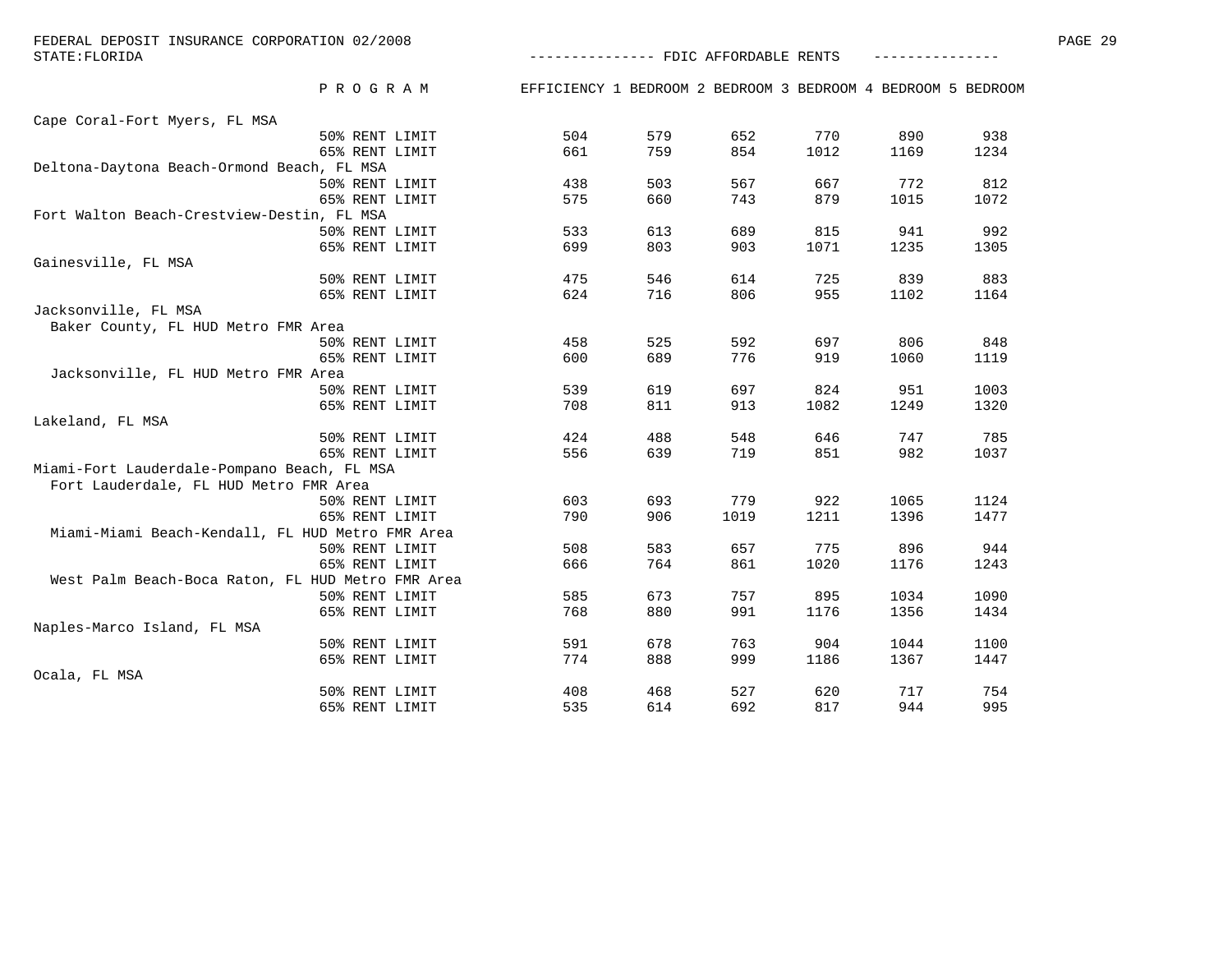FEDERAL DEPOSIT INSURANCE CORPORATION 02/2008

STATE:FLORIDA

## FDIC AFFORDABLE RENTS

| PROGRAM | EFFICIENCY | 1 BEDROOM | 2 BEDROOM | 3 BEDROOM | 4 BEDROOM | 5 BEDROOM |
|---|---|---|---|---|---|---|
| **Cape Coral-Fort Myers, FL MSA** | | | | | | |
| 50% RENT LIMIT | 504 | 579 | 652 | 770 | 890 | 938 |
| 65% RENT LIMIT | 661 | 759 | 854 | 1012 | 1169 | 1234 |
| **Deltona-Daytona Beach-Ormond Beach, FL MSA** | | | | | | |
| 50% RENT LIMIT | 438 | 503 | 567 | 667 | 772 | 812 |
| 65% RENT LIMIT | 575 | 660 | 743 | 879 | 1015 | 1072 |
| **Fort Walton Beach-Crestview-Destin, FL MSA** | | | | | | |
| 50% RENT LIMIT | 533 | 613 | 689 | 815 | 941 | 992 |
| 65% RENT LIMIT | 699 | 803 | 903 | 1071 | 1235 | 1305 |
| **Gainesville, FL MSA** | | | | | | |
| 50% RENT LIMIT | 475 | 546 | 614 | 725 | 839 | 883 |
| 65% RENT LIMIT | 624 | 716 | 806 | 955 | 1102 | 1164 |
| **Jacksonville, FL MSA** | | | | | | |
| Baker County, FL HUD Metro FMR Area | | | | | | |
| 50% RENT LIMIT | 458 | 525 | 592 | 697 | 806 | 848 |
| 65% RENT LIMIT | 600 | 689 | 776 | 919 | 1060 | 1119 |
| Jacksonville, FL HUD Metro FMR Area | | | | | | |
| 50% RENT LIMIT | 539 | 619 | 697 | 824 | 951 | 1003 |
| 65% RENT LIMIT | 708 | 811 | 913 | 1082 | 1249 | 1320 |
| **Lakeland, FL MSA** | | | | | | |
| 50% RENT LIMIT | 424 | 488 | 548 | 646 | 747 | 785 |
| 65% RENT LIMIT | 556 | 639 | 719 | 851 | 982 | 1037 |
| **Miami-Fort Lauderdale-Pompano Beach, FL MSA** | | | | | | |
| Fort Lauderdale, FL HUD Metro FMR Area | | | | | | |
| 50% RENT LIMIT | 603 | 693 | 779 | 922 | 1065 | 1124 |
| 65% RENT LIMIT | 790 | 906 | 1019 | 1211 | 1396 | 1477 |
| Miami-Miami Beach-Kendall, FL HUD Metro FMR Area | | | | | | |
| 50% RENT LIMIT | 508 | 583 | 657 | 775 | 896 | 944 |
| 65% RENT LIMIT | 666 | 764 | 861 | 1020 | 1176 | 1243 |
| West Palm Beach-Boca Raton, FL HUD Metro FMR Area | | | | | | |
| 50% RENT LIMIT | 585 | 673 | 757 | 895 | 1034 | 1090 |
| 65% RENT LIMIT | 768 | 880 | 991 | 1176 | 1356 | 1434 |
| **Naples-Marco Island, FL MSA** | | | | | | |
| 50% RENT LIMIT | 591 | 678 | 763 | 904 | 1044 | 1100 |
| 65% RENT LIMIT | 774 | 888 | 999 | 1186 | 1367 | 1447 |
| **Ocala, FL MSA** | | | | | | |
| 50% RENT LIMIT | 408 | 468 | 527 | 620 | 717 | 754 |
| 65% RENT LIMIT | 535 | 614 | 692 | 817 | 944 | 995 |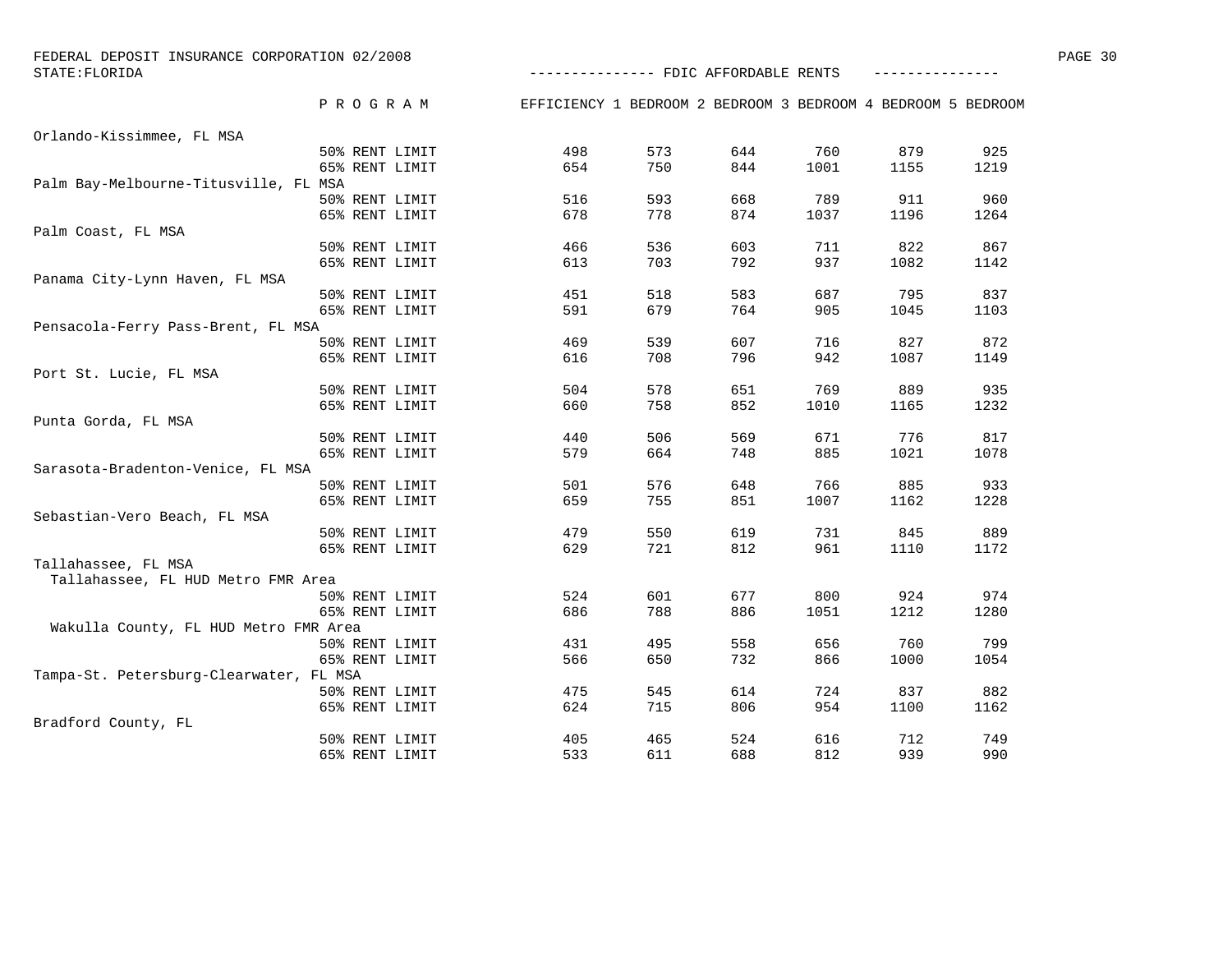FEDERAL DEPOSIT INSURANCE CORPORATION 02/2008

STATE:FLORIDA

--------------- FDIC AFFORDABLE RENTS ---------------

| | PROGRAM | EFFICIENCY | 1 BEDROOM | 2 BEDROOM | 3 BEDROOM | 4 BEDROOM | 5 BEDROOM |
|---|---|---|---|---|---|---|---|
| Orlando-Kissimmee, FL MSA | | | | | | | |
| | 50% RENT LIMIT | 498 | 573 | 644 | 760 | 879 | 925 |
| | 65% RENT LIMIT | 654 | 750 | 844 | 1001 | 1155 | 1219 |
| Palm Bay-Melbourne-Titusville, FL MSA | | | | | | | |
| | 50% RENT LIMIT | 516 | 593 | 668 | 789 | 911 | 960 |
| | 65% RENT LIMIT | 678 | 778 | 874 | 1037 | 1196 | 1264 |
| Palm Coast, FL MSA | | | | | | | |
| | 50% RENT LIMIT | 466 | 536 | 603 | 711 | 822 | 867 |
| | 65% RENT LIMIT | 613 | 703 | 792 | 937 | 1082 | 1142 |
| Panama City-Lynn Haven, FL MSA | | | | | | | |
| | 50% RENT LIMIT | 451 | 518 | 583 | 687 | 795 | 837 |
| | 65% RENT LIMIT | 591 | 679 | 764 | 905 | 1045 | 1103 |
| Pensacola-Ferry Pass-Brent, FL MSA | | | | | | | |
| | 50% RENT LIMIT | 469 | 539 | 607 | 716 | 827 | 872 |
| | 65% RENT LIMIT | 616 | 708 | 796 | 942 | 1087 | 1149 |
| Port St. Lucie, FL MSA | | | | | | | |
| | 50% RENT LIMIT | 504 | 578 | 651 | 769 | 889 | 935 |
| | 65% RENT LIMIT | 660 | 758 | 852 | 1010 | 1165 | 1232 |
| Punta Gorda, FL MSA | | | | | | | |
| | 50% RENT LIMIT | 440 | 506 | 569 | 671 | 776 | 817 |
| | 65% RENT LIMIT | 579 | 664 | 748 | 885 | 1021 | 1078 |
| Sarasota-Bradenton-Venice, FL MSA | | | | | | | |
| | 50% RENT LIMIT | 501 | 576 | 648 | 766 | 885 | 933 |
| | 65% RENT LIMIT | 659 | 755 | 851 | 1007 | 1162 | 1228 |
| Sebastian-Vero Beach, FL MSA | | | | | | | |
| | 50% RENT LIMIT | 479 | 550 | 619 | 731 | 845 | 889 |
| | 65% RENT LIMIT | 629 | 721 | 812 | 961 | 1110 | 1172 |
| Tallahassee, FL MSA | | | | | | | |
| Tallahassee, FL HUD Metro FMR Area | | | | | | | |
| | 50% RENT LIMIT | 524 | 601 | 677 | 800 | 924 | 974 |
| | 65% RENT LIMIT | 686 | 788 | 886 | 1051 | 1212 | 1280 |
| Wakulla County, FL HUD Metro FMR Area | | | | | | | |
| | 50% RENT LIMIT | 431 | 495 | 558 | 656 | 760 | 799 |
| | 65% RENT LIMIT | 566 | 650 | 732 | 866 | 1000 | 1054 |
| Tampa-St. Petersburg-Clearwater, FL MSA | | | | | | | |
| | 50% RENT LIMIT | 475 | 545 | 614 | 724 | 837 | 882 |
| | 65% RENT LIMIT | 624 | 715 | 806 | 954 | 1100 | 1162 |
| Bradford County, FL | | | | | | | |
| | 50% RENT LIMIT | 405 | 465 | 524 | 616 | 712 | 749 |
| | 65% RENT LIMIT | 533 | 611 | 688 | 812 | 939 | 990 |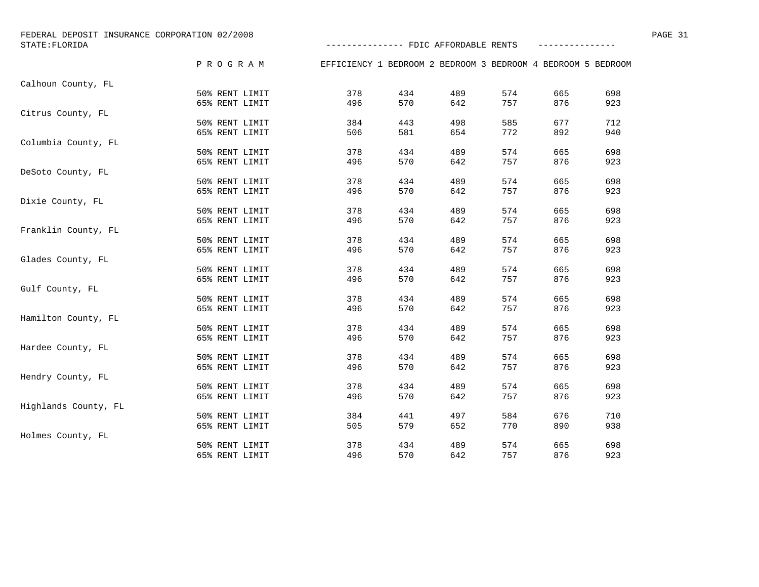FEDERAL DEPOSIT INSURANCE CORPORATION 02/2008

STATE:FLORIDA

--------------- FDIC AFFORDABLE RENTS ---------------

| | PROGRAM | EFFICIENCY | 1 BEDROOM | 2 BEDROOM | 3 BEDROOM | 4 BEDROOM | 5 BEDROOM |
|---|---|---|---|---|---|---|---|
| Calhoun County, FL | | | | | | | |
| | 50% RENT LIMIT | 378 | 434 | 489 | 574 | 665 | 698 |
| | 65% RENT LIMIT | 496 | 570 | 642 | 757 | 876 | 923 |
| Citrus County, FL | | | | | | | |
| | 50% RENT LIMIT | 384 | 443 | 498 | 585 | 677 | 712 |
| | 65% RENT LIMIT | 506 | 581 | 654 | 772 | 892 | 940 |
| Columbia County, FL | | | | | | | |
| | 50% RENT LIMIT | 378 | 434 | 489 | 574 | 665 | 698 |
| | 65% RENT LIMIT | 496 | 570 | 642 | 757 | 876 | 923 |
| DeSoto County, FL | | | | | | | |
| | 50% RENT LIMIT | 378 | 434 | 489 | 574 | 665 | 698 |
| | 65% RENT LIMIT | 496 | 570 | 642 | 757 | 876 | 923 |
| Dixie County, FL | | | | | | | |
| | 50% RENT LIMIT | 378 | 434 | 489 | 574 | 665 | 698 |
| | 65% RENT LIMIT | 496 | 570 | 642 | 757 | 876 | 923 |
| Franklin County, FL | | | | | | | |
| | 50% RENT LIMIT | 378 | 434 | 489 | 574 | 665 | 698 |
| | 65% RENT LIMIT | 496 | 570 | 642 | 757 | 876 | 923 |
| Glades County, FL | | | | | | | |
| | 50% RENT LIMIT | 378 | 434 | 489 | 574 | 665 | 698 |
| | 65% RENT LIMIT | 496 | 570 | 642 | 757 | 876 | 923 |
| Gulf County, FL | | | | | | | |
| | 50% RENT LIMIT | 378 | 434 | 489 | 574 | 665 | 698 |
| | 65% RENT LIMIT | 496 | 570 | 642 | 757 | 876 | 923 |
| Hamilton County, FL | | | | | | | |
| | 50% RENT LIMIT | 378 | 434 | 489 | 574 | 665 | 698 |
| | 65% RENT LIMIT | 496 | 570 | 642 | 757 | 876 | 923 |
| Hardee County, FL | | | | | | | |
| | 50% RENT LIMIT | 378 | 434 | 489 | 574 | 665 | 698 |
| | 65% RENT LIMIT | 496 | 570 | 642 | 757 | 876 | 923 |
| Hendry County, FL | | | | | | | |
| | 50% RENT LIMIT | 378 | 434 | 489 | 574 | 665 | 698 |
| | 65% RENT LIMIT | 496 | 570 | 642 | 757 | 876 | 923 |
| Highlands County, FL | | | | | | | |
| | 50% RENT LIMIT | 384 | 441 | 497 | 584 | 676 | 710 |
| | 65% RENT LIMIT | 505 | 579 | 652 | 770 | 890 | 938 |
| Holmes County, FL | | | | | | | |
| | 50% RENT LIMIT | 378 | 434 | 489 | 574 | 665 | 698 |
| | 65% RENT LIMIT | 496 | 570 | 642 | 757 | 876 | 923 |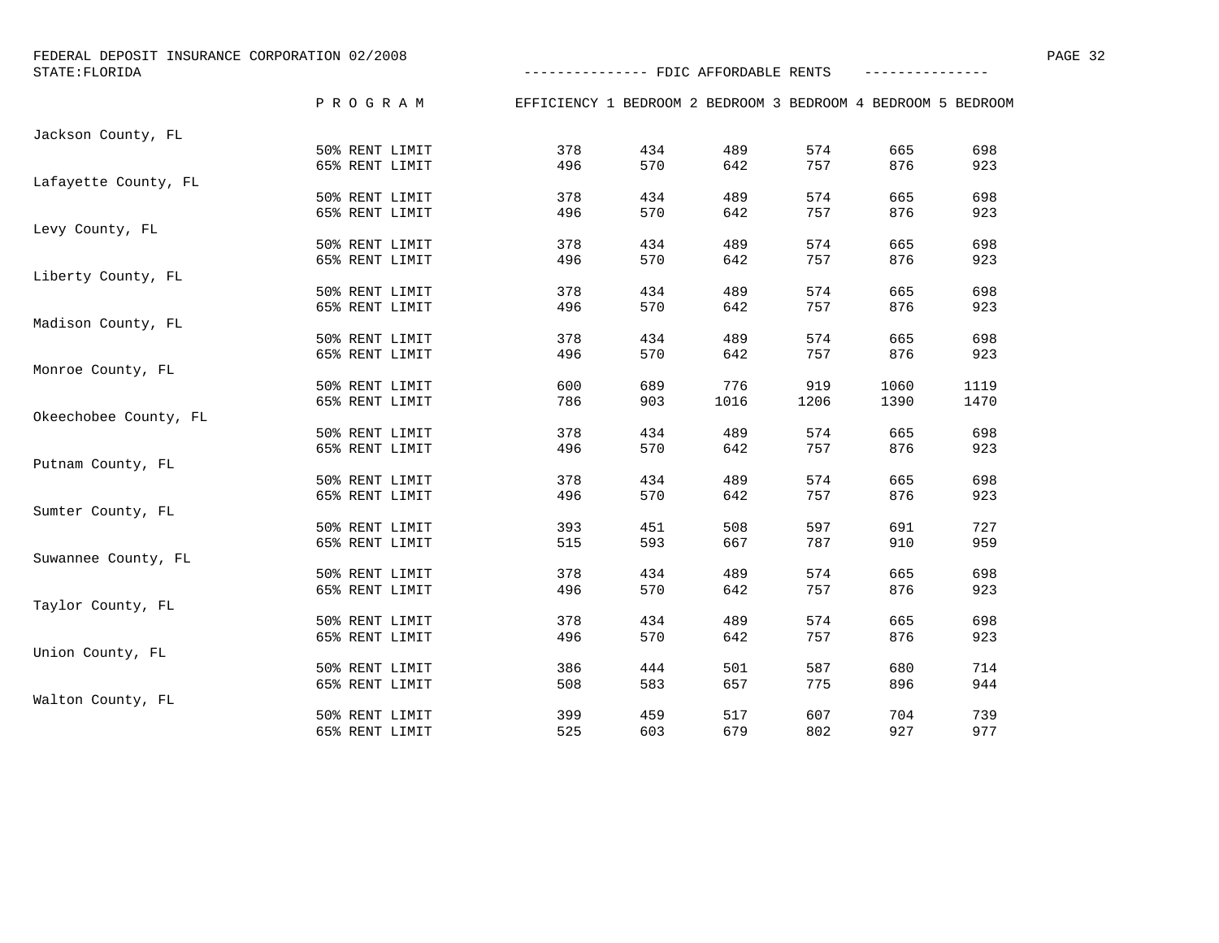FEDERAL DEPOSIT INSURANCE CORPORATION 02/2008

STATE:FLORIDA

## FDIC AFFORDABLE RENTS

| County | PROGRAM | EFFICIENCY | 1 BEDROOM | 2 BEDROOM | 3 BEDROOM | 4 BEDROOM | 5 BEDROOM |
|---|---|---|---|---|---|---|---|
| Jackson County, FL | 50% RENT LIMIT | 378 | 434 | 489 | 574 | 665 | 698 |
| | 65% RENT LIMIT | 496 | 570 | 642 | 757 | 876 | 923 |
| Lafayette County, FL | 50% RENT LIMIT | 378 | 434 | 489 | 574 | 665 | 698 |
| | 65% RENT LIMIT | 496 | 570 | 642 | 757 | 876 | 923 |
| Levy County, FL | 50% RENT LIMIT | 378 | 434 | 489 | 574 | 665 | 698 |
| | 65% RENT LIMIT | 496 | 570 | 642 | 757 | 876 | 923 |
| Liberty County, FL | 50% RENT LIMIT | 378 | 434 | 489 | 574 | 665 | 698 |
| | 65% RENT LIMIT | 496 | 570 | 642 | 757 | 876 | 923 |
| Madison County, FL | 50% RENT LIMIT | 378 | 434 | 489 | 574 | 665 | 698 |
| | 65% RENT LIMIT | 496 | 570 | 642 | 757 | 876 | 923 |
| Monroe County, FL | 50% RENT LIMIT | 600 | 689 | 776 | 919 | 1060 | 1119 |
| | 65% RENT LIMIT | 786 | 903 | 1016 | 1206 | 1390 | 1470 |
| Okeechobee County, FL | 50% RENT LIMIT | 378 | 434 | 489 | 574 | 665 | 698 |
| | 65% RENT LIMIT | 496 | 570 | 642 | 757 | 876 | 923 |
| Putnam County, FL | 50% RENT LIMIT | 378 | 434 | 489 | 574 | 665 | 698 |
| | 65% RENT LIMIT | 496 | 570 | 642 | 757 | 876 | 923 |
| Sumter County, FL | 50% RENT LIMIT | 393 | 451 | 508 | 597 | 691 | 727 |
| | 65% RENT LIMIT | 515 | 593 | 667 | 787 | 910 | 959 |
| Suwannee County, FL | 50% RENT LIMIT | 378 | 434 | 489 | 574 | 665 | 698 |
| | 65% RENT LIMIT | 496 | 570 | 642 | 757 | 876 | 923 |
| Taylor County, FL | 50% RENT LIMIT | 378 | 434 | 489 | 574 | 665 | 698 |
| | 65% RENT LIMIT | 496 | 570 | 642 | 757 | 876 | 923 |
| Union County, FL | 50% RENT LIMIT | 386 | 444 | 501 | 587 | 680 | 714 |
| | 65% RENT LIMIT | 508 | 583 | 657 | 775 | 896 | 944 |
| Walton County, FL | 50% RENT LIMIT | 399 | 459 | 517 | 607 | 704 | 739 |
| | 65% RENT LIMIT | 525 | 603 | 679 | 802 | 927 | 977 |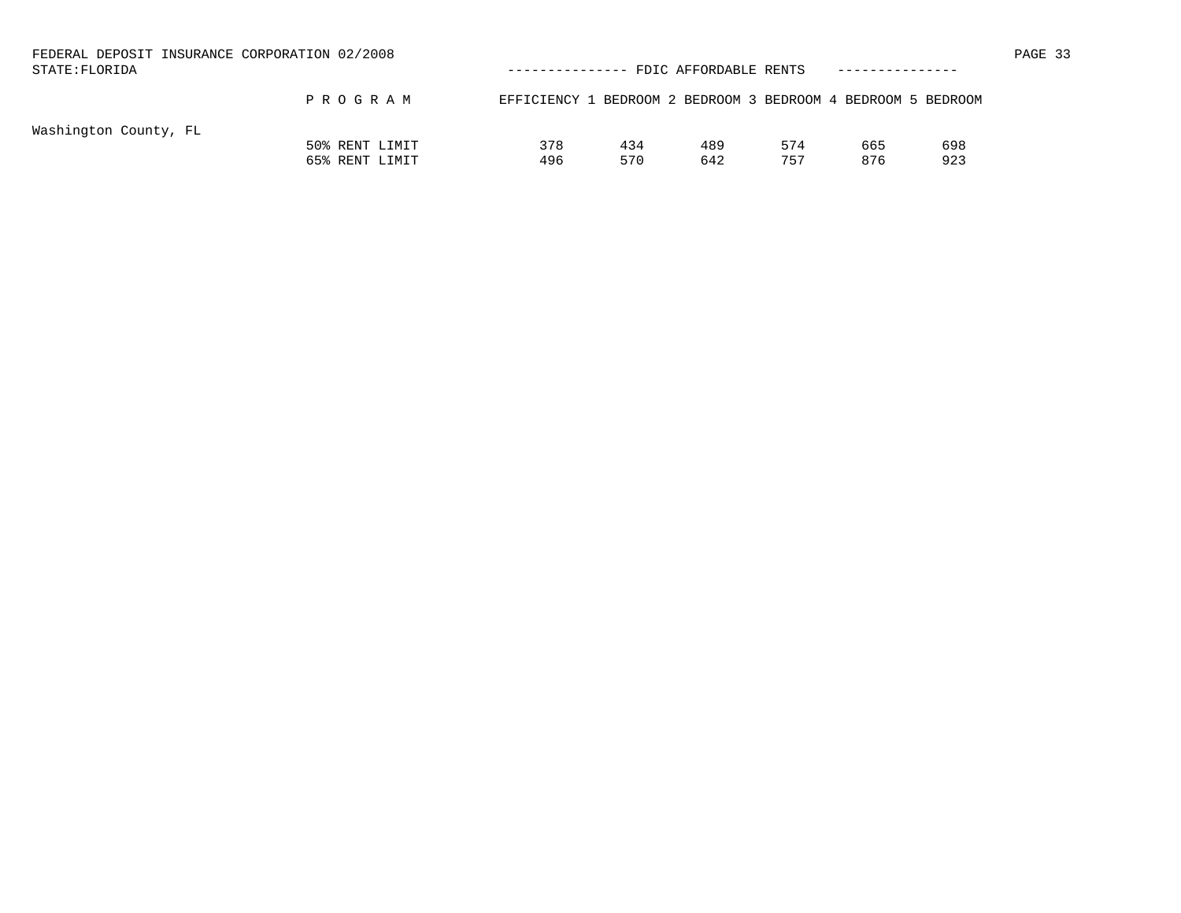FEDERAL DEPOSIT INSURANCE CORPORATION 02/2008

STATE:FLORIDA

--------------- FDIC AFFORDABLE RENTS ---------------

| | P R O G R A M | EFFICIENCY | 1 BEDROOM | 2 BEDROOM | 3 BEDROOM | 4 BEDROOM | 5 BEDROOM |
|---|---|---|---|---|---|---|---|
| Washington County, FL | | | | | | | |
| | 50% RENT LIMIT | 378 | 434 | 489 | 574 | 665 | 698 |
| | 65% RENT LIMIT | 496 | 570 | 642 | 757 | 876 | 923 |